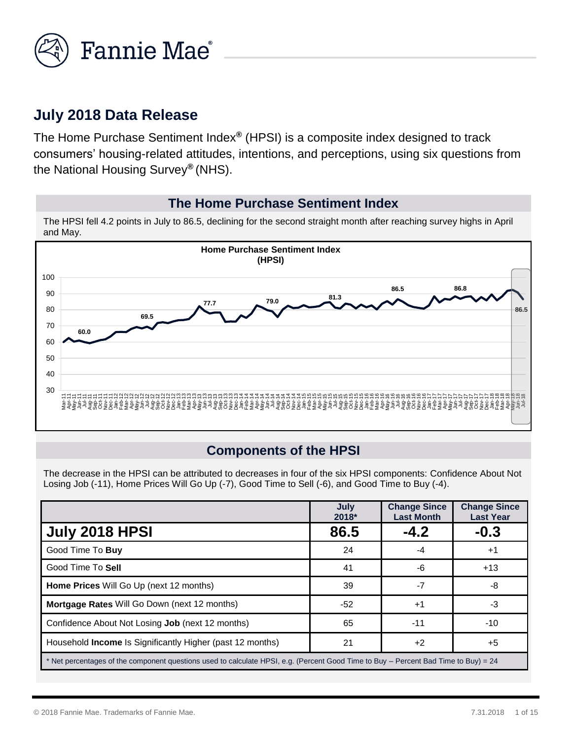## July 2018 Data Release

The Home Purchase Sentiment Index® (HPSI) is a composite index designed to track consumers' housing-related attitudes, intentions, and perceptions, using six questions from the National Housing Survey® (NHS).

### The Home Purchase Sentiment Index

The HPSI fell 4.2 points in July to 86.5, declining for the second straight month after reaching survey highs in April and May.

**Home Purchase Sentiment Index (HPSI)**

### Components of the HPSI

The decrease in the HPSI can be attributed to decreases in four of the six HPSI components: Confidence About Not Losing Job (-11), Home Prices Will Go Up (-7), Good Time to Sell (-6), and Good Time to Buy (-4).

| | July 2018* | Change Since Last Month | Change Since Last Year |
|---|---|---|---|
| **July 2018 HPSI** | **86.5** | **-4.2** | **-0.3** |
| Good Time To **Buy** | 24 | -4 | +1 |
| Good Time To **Sell** | 41 | -6 | +13 |
| **Home Prices** Will Go Up (next 12 months) | 39 | -7 | -8 |
| **Mortgage Rates** Will Go Down (next 12 months) | -52 | +1 | -3 |
| Confidence About Not Losing **Job** (next 12 months) | 65 | -11 | -10 |
| Household **Income** Is Significantly Higher (past 12 months) | 21 | +2 | +5 |

* Net percentages of the component questions used to calculate HPSI, e.g. (Percent Good Time to Buy – Percent Bad Time to Buy) = 24

© 2018 Fannie Mae. Trademarks of Fannie Mae. 7.31.2018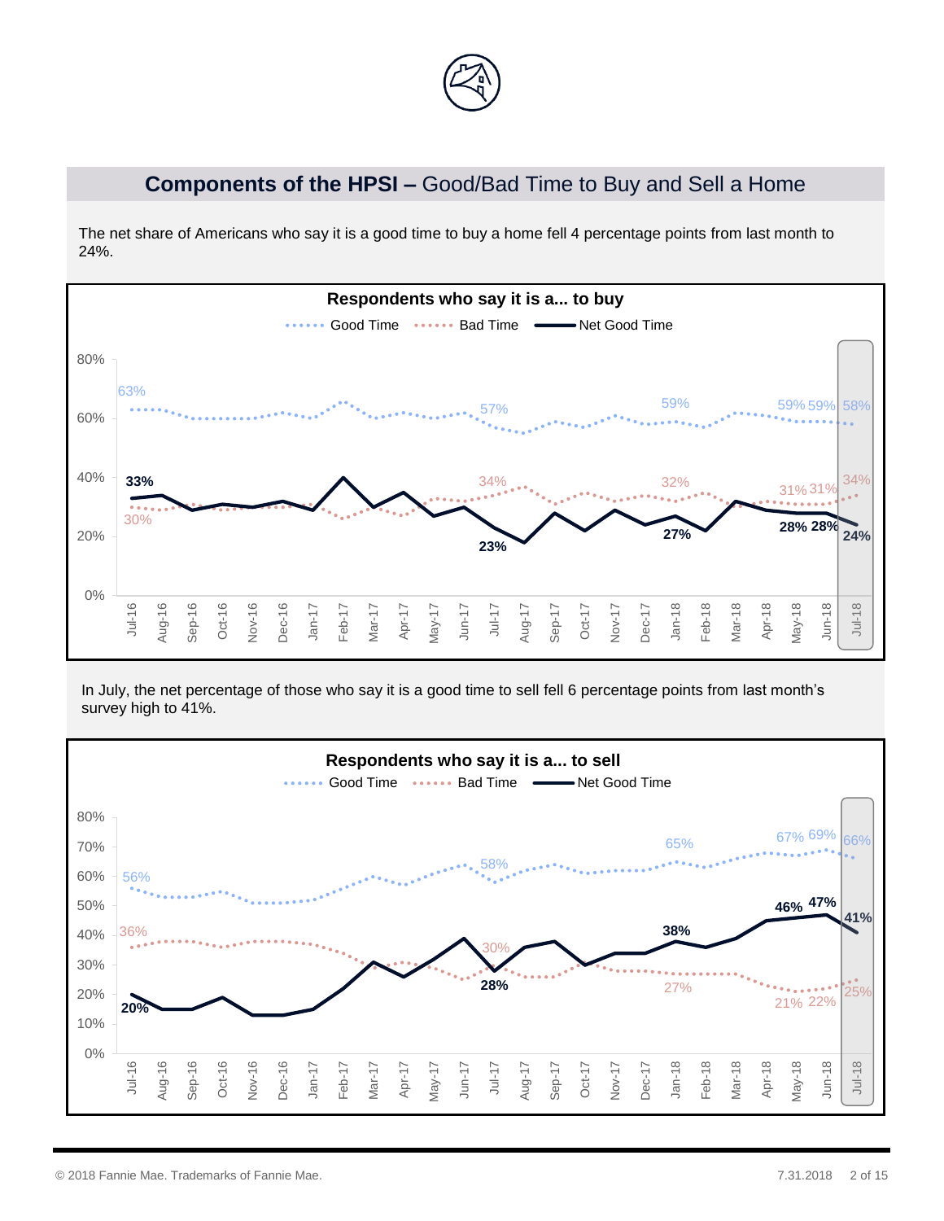## **Components of the HPSI –** Good/Bad Time to Buy and Sell a Home

The net share of Americans who say it is a good time to buy a home fell 4 percentage points from last month to 24%.

**Respondents who say it is a... to buy**

Good Time · Bad Time · Net Good Time

| | Jul-16 | Jul-17 | Jan-18 | May-18 | Jun-18 | Jul-18 |
|---|---|---|---|---|---|---|
| Good Time | 63% | 57% | 59% | 59% | 59% | 58% |
| Bad Time | 30% | 34% | 32% | 31% | 31% | 34% |
| Net Good Time | 33% | 23% | 27% | 28% | 28% | 24% |

In July, the net percentage of those who say it is a good time to sell fell 6 percentage points from last month's survey high to 41%.

**Respondents who say it is a... to sell**

Good Time · Bad Time · Net Good Time

| | Jul-16 | Jul-17 | Jan-18 | May-18 | Jun-18 | Jul-18 |
|---|---|---|---|---|---|---|
| Good Time | 56% | 58% | 65% | 67% | 69% | 66% |
| Bad Time | 36% | 30% | 27% | 21% | 22% | 25% |
| Net Good Time | 20% | 28% | 38% | 46% | 47% | 41% |

© 2018 Fannie Mae. Trademarks of Fannie Mae.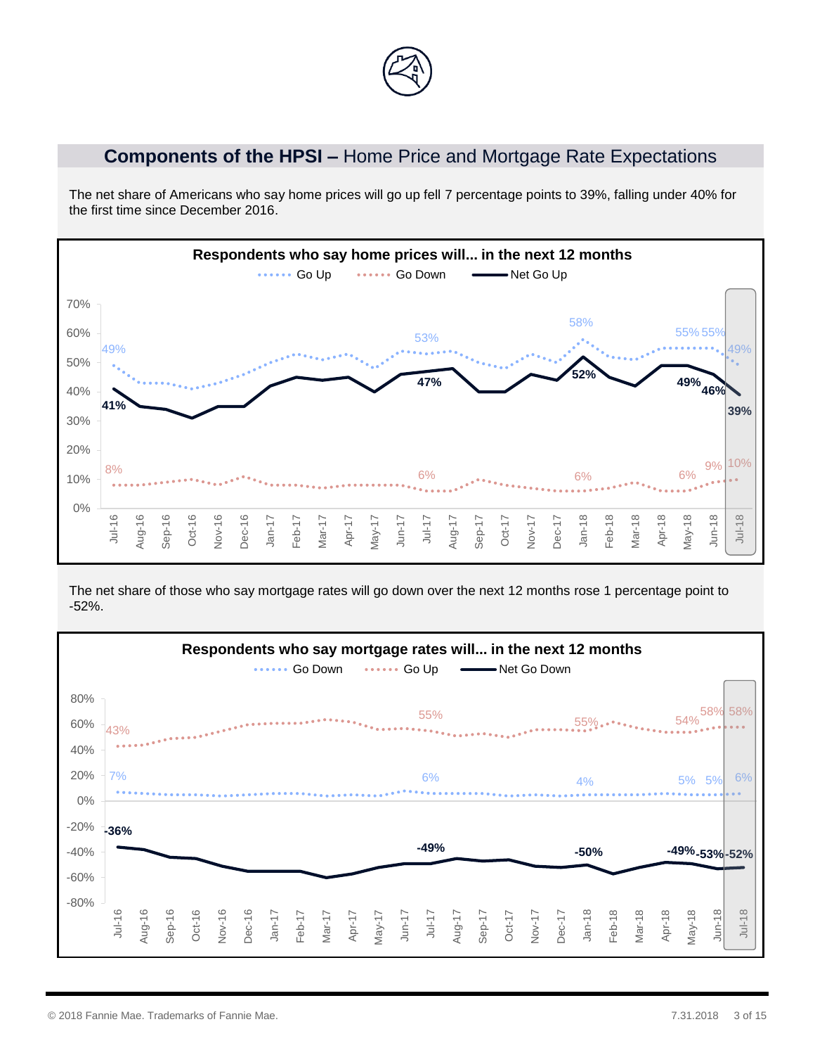## Components of the HPSI – Home Price and Mortgage Rate Expectations

The net share of Americans who say home prices will go up fell 7 percentage points to 39%, falling under 40% for the first time since December 2016.

**Respondents who say home prices will... in the next 12 months**

Go Up · Go Down · Net Go Up

| | Jul-16 | Jul-17 | Jan-18 | May-18 | Jun-18 | Jul-18 |
|---|---|---|---|---|---|---|
| Go Up | 49% | 53% | 58% | 55% | 55% | 49% |
| Go Down | 8% | 6% | 6% | 6% | 9% | 10% |
| Net Go Up | 41% | 47% | 52% | 49% | 46% | 39% |

The net share of those who say mortgage rates will go down over the next 12 months rose 1 percentage point to -52%.

**Respondents who say mortgage rates will... in the next 12 months**

Go Down · Go Up · Net Go Down

| | Jul-16 | Jul-17 | Jan-18 | May-18 | Jun-18 | Jul-18 |
|---|---|---|---|---|---|---|
| Go Down | 7% | 6% | 4% | 5% | 5% | 6% |
| Go Up | 43% | 55% | 55% | 54% | 58% | 58% |
| Net Go Down | -36% | -49% | -50% | -49% | -53% | -52% |

© 2018 Fannie Mae. Trademarks of Fannie Mae.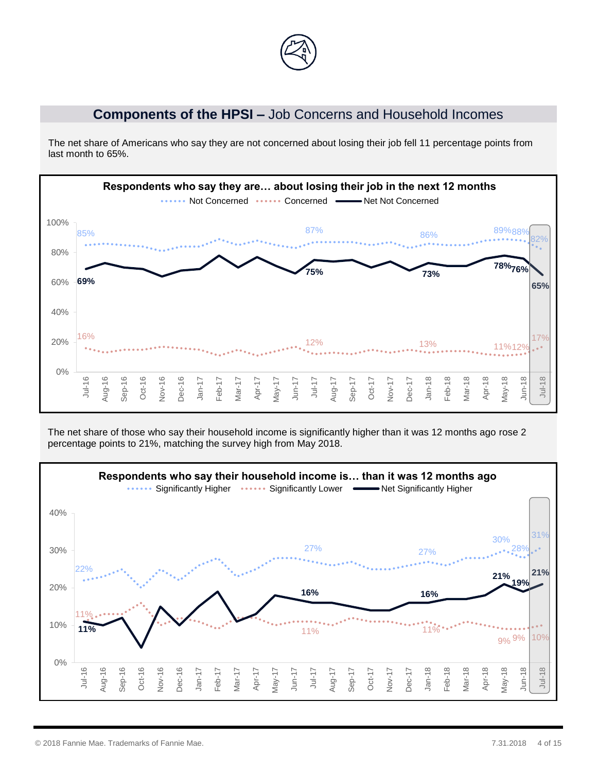## Components of the HPSI – Job Concerns and Household Incomes

The net share of Americans who say they are not concerned about losing their job fell 11 percentage points from last month to 65%.

**Respondents who say they are… about losing their job in the next 12 months**

Not Concerned · Concerned · Net Not Concerned

| | Not Concerned | Concerned | Net Not Concerned |
|---|---|---|---|
| Jul-16 | 85% | 16% | 69% |
| Jul-17 | 87% | 12% | 75% |
| Jan-18 | 86% | 13% | 73% |
| May-18 | 89% | 11% | 78% |
| Jun-18 | 88% | 12% | 76% |
| Jul-18 | 82% | 17% | 65% |

The net share of those who say their household income is significantly higher than it was 12 months ago rose 2 percentage points to 21%, matching the survey high from May 2018.

**Respondents who say their household income is… than it was 12 months ago**

Significantly Higher · Significantly Lower · Net Significantly Higher

| | Significantly Higher | Significantly Lower | Net Significantly Higher |
|---|---|---|---|
| Jul-16 | 22% | 11% | 11% |
| Jul-17 | 27% | 11% | 16% |
| Jan-18 | 27% | 11% | 16% |
| May-18 | 30% | 9% | 21% |
| Jun-18 | 28% | 9% | 19% |
| Jul-18 | 31% | 10% | 21% |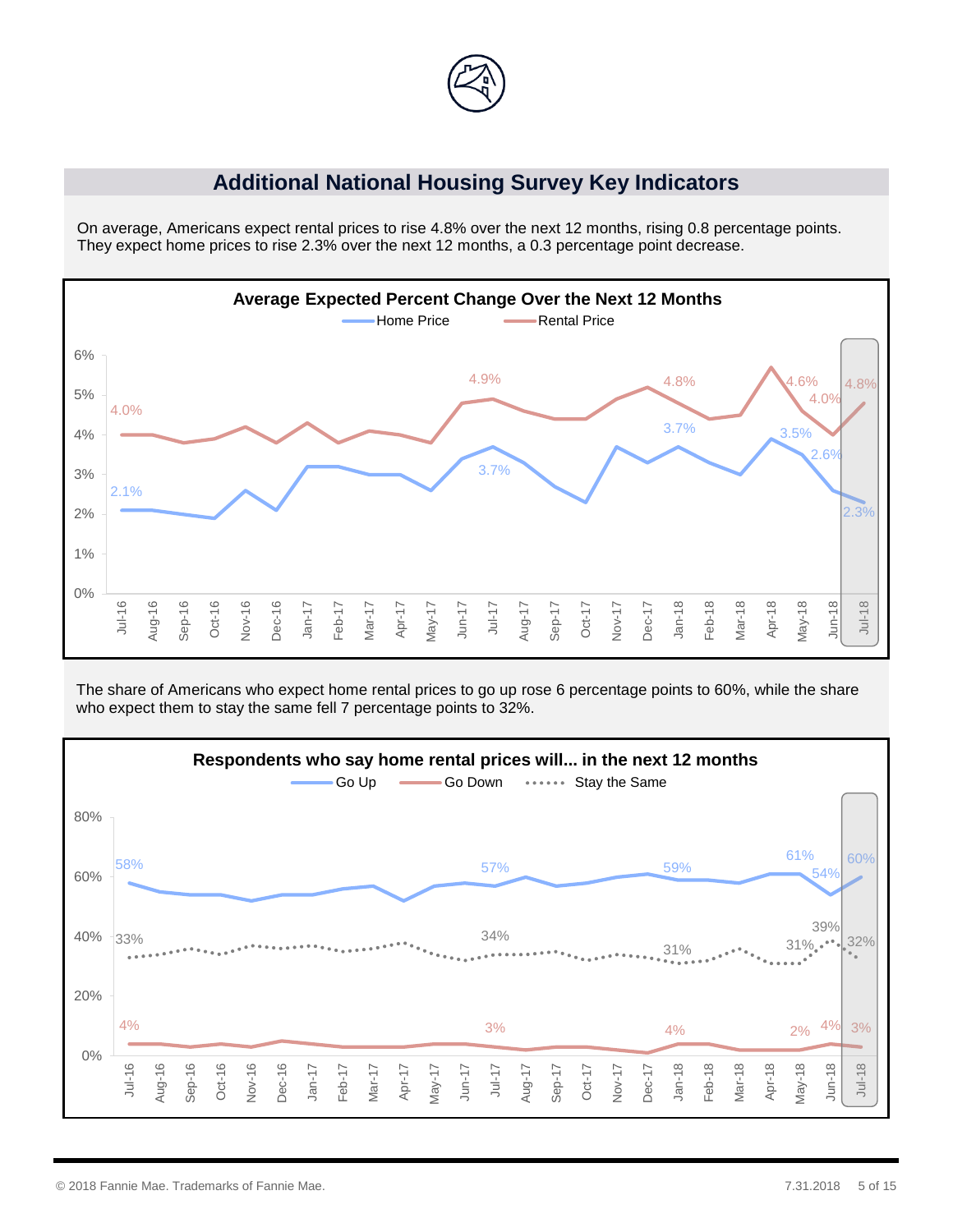## Additional National Housing Survey Key Indicators

On average, Americans expect rental prices to rise 4.8% over the next 12 months, rising 0.8 percentage points. They expect home prices to rise 2.3% over the next 12 months, a 0.3 percentage point decrease.

**Average Expected Percent Change Over the Next 12 Months**

The share of Americans who expect home rental prices to go up rose 6 percentage points to 60%, while the share who expect them to stay the same fell 7 percentage points to 32%.

**Respondents who say home rental prices will... in the next 12 months**

© 2018 Fannie Mae. Trademarks of Fannie Mae.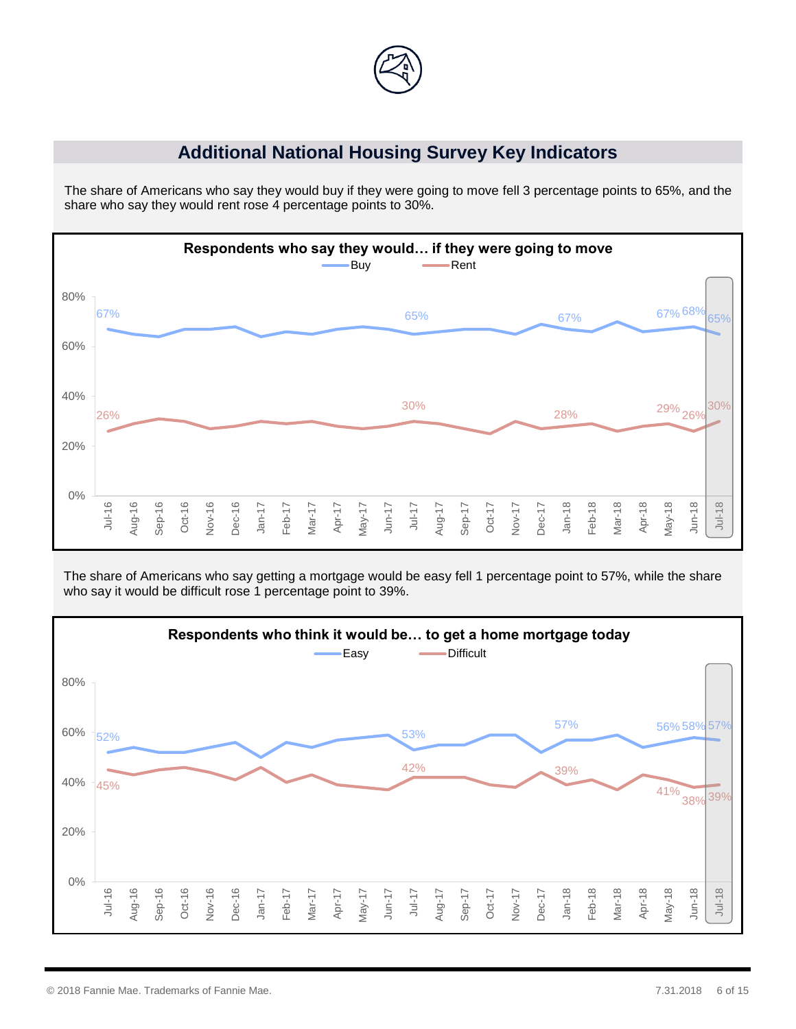## Additional National Housing Survey Key Indicators

The share of Americans who say they would buy if they were going to move fell 3 percentage points to 65%, and the share who say they would rent rose 4 percentage points to 30%.

**Respondents who say they would… if they were going to move**

Buy | Rent

| | Jul-16 | Jul-17 | Jan-18 | May-18 | Jun-18 | Jul-18 |
|---|---|---|---|---|---|---|
| Buy | 67% | 65% | 67% | 67% | 68% | 65% |
| Rent | 26% | 30% | 28% | 29% | 26% | 30% |

The share of Americans who say getting a mortgage would be easy fell 1 percentage point to 57%, while the share who say it would be difficult rose 1 percentage point to 39%.

**Respondents who think it would be… to get a home mortgage today**

Easy | Difficult

| | Jul-16 | Jul-17 | Jan-18 | May-18 | Jun-18 | Jul-18 |
|---|---|---|---|---|---|---|
| Easy | 52% | 53% | 57% | 56% | 58% | 57% |
| Difficult | 45% | 42% | 39% | 41% | 38% | 39% |

© 2018 Fannie Mae. Trademarks of Fannie Mae.

7.31.2018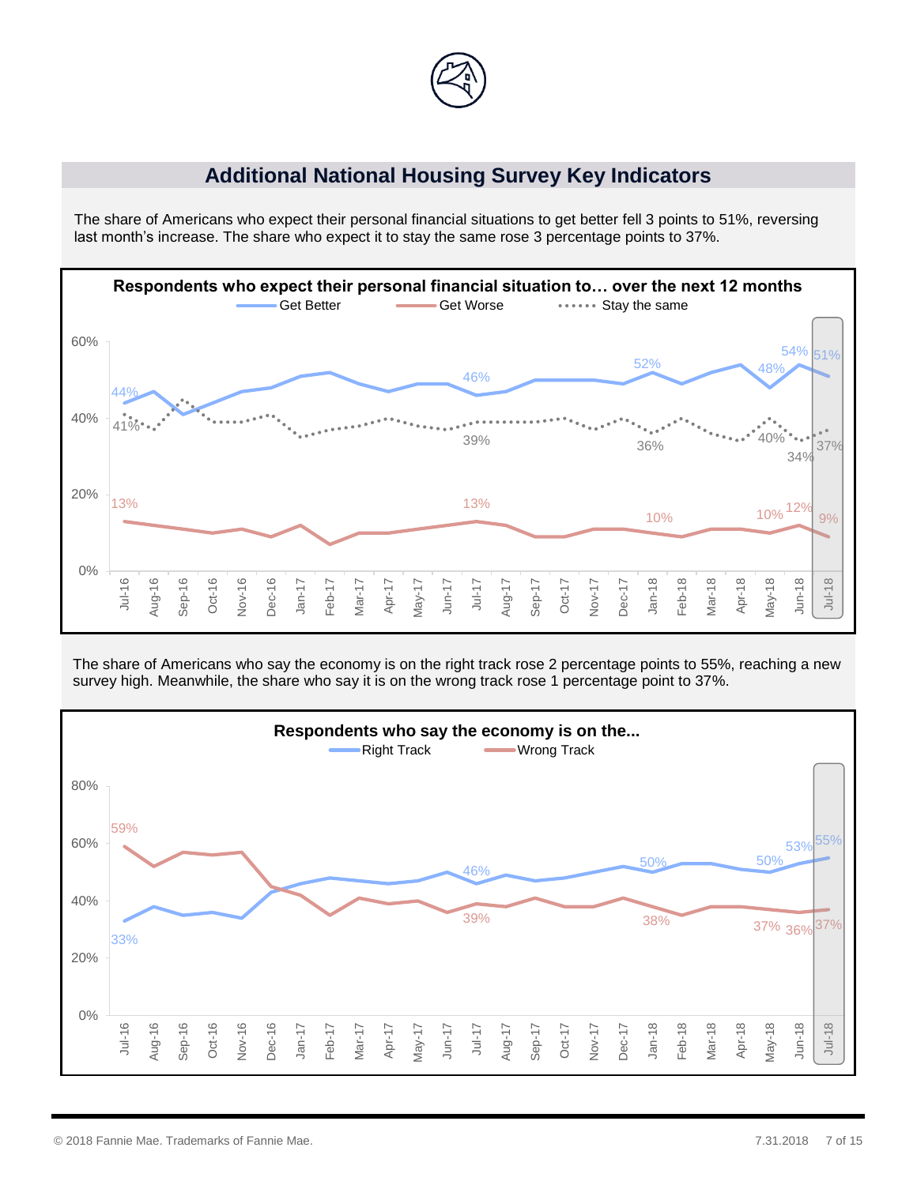## Additional National Housing Survey Key Indicators

The share of Americans who expect their personal financial situations to get better fell 3 points to 51%, reversing last month's increase. The share who expect it to stay the same rose 3 percentage points to 37%.

**Respondents who expect their personal financial situation to… over the next 12 months**

Get Better | Get Worse | Stay the same

60%, 40%, 20%, 0%

Jul-16, Aug-16, Sep-16, Oct-16, Nov-16, Dec-16, Jan-17, Feb-17, Mar-17, Apr-17, May-17, Jun-17, Jul-17, Aug-17, Sep-17, Oct-17, Nov-17, Dec-17, Jan-18, Feb-18, Mar-18, Apr-18, May-18, Jun-18, Jul-18

Get Better: 44% (Jul-16), 46% (Jul-17), 52% (Jan-18), 48% (May-18), 54% (Jun-18), 51% (Jul-18)

Stay the same: 41% (Jul-16), 39% (Jul-17), 36% (Jan-18), 40% (May-18), 34% (Jun-18), 37% (Jul-18)

Get Worse: 13% (Jul-16), 13% (Jul-17), 10% (Jan-18), 10% (May-18), 12% (Jun-18), 9% (Jul-18)

The share of Americans who say the economy is on the right track rose 2 percentage points to 55%, reaching a new survey high. Meanwhile, the share who say it is on the wrong track rose 1 percentage point to 37%.

**Respondents who say the economy is on the...**

Right Track | Wrong Track

80%, 60%, 40%, 20%, 0%

Jul-16, Aug-16, Sep-16, Oct-16, Nov-16, Dec-16, Jan-17, Feb-17, Mar-17, Apr-17, May-17, Jun-17, Jul-17, Aug-17, Sep-17, Oct-17, Nov-17, Dec-17, Jan-18, Feb-18, Mar-18, Apr-18, May-18, Jun-18, Jul-18

Right Track: 33% (Jul-16), 46% (Jul-17), 50% (Jan-18), 50% (May-18), 53% (Jun-18), 55% (Jul-18)

Wrong Track: 59% (Jul-16), 39% (Jul-17), 38% (Jan-18), 37% (May-18), 36% (Jun-18), 37% (Jul-18)

© 2018 Fannie Mae. Trademarks of Fannie Mae.

7.31.2018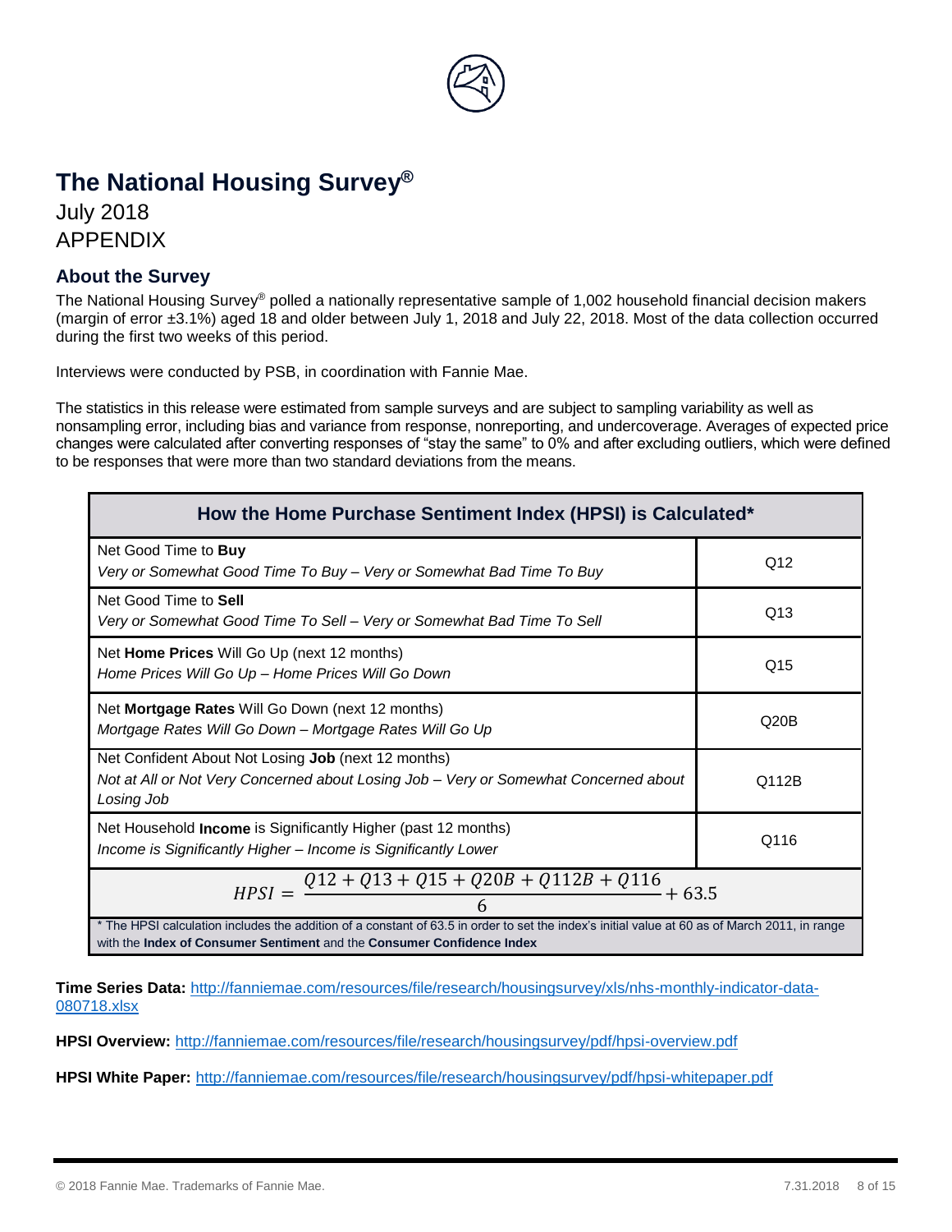# The National Housing Survey®

July 2018

APPENDIX

## About the Survey

The National Housing Survey® polled a nationally representative sample of 1,002 household financial decision makers (margin of error ±3.1%) aged 18 and older between July 1, 2018 and July 22, 2018. Most of the data collection occurred during the first two weeks of this period.

Interviews were conducted by PSB, in coordination with Fannie Mae.

The statistics in this release were estimated from sample surveys and are subject to sampling variability as well as nonsampling error, including bias and variance from response, nonreporting, and undercoverage. Averages of expected price changes were calculated after converting responses of "stay the same" to 0% and after excluding outliers, which were defined to be responses that were more than two standard deviations from the means.

| How the Home Purchase Sentiment Index (HPSI) is Calculated* | |
|---|---|
| Net Good Time to **Buy**<br>*Very or Somewhat Good Time To Buy – Very or Somewhat Bad Time To Buy* | Q12 |
| Net Good Time to **Sell**<br>*Very or Somewhat Good Time To Sell – Very or Somewhat Bad Time To Sell* | Q13 |
| Net **Home Prices** Will Go Up (next 12 months)<br>*Home Prices Will Go Up – Home Prices Will Go Down* | Q15 |
| Net **Mortgage Rates** Will Go Down (next 12 months)<br>*Mortgage Rates Will Go Down – Mortgage Rates Will Go Up* | Q20B |
| Net Confident About Not Losing **Job** (next 12 months)<br>*Not at All or Not Very Concerned about Losing Job – Very or Somewhat Concerned about Losing Job* | Q112B |
| Net Household **Income** is Significantly Higher (past 12 months)<br>*Income is Significantly Higher – Income is Significantly Lower* | Q116 |

$$HPSI = \frac{Q12 + Q13 + Q15 + Q20B + Q112B + Q116}{6} + 63.5$$

* The HPSI calculation includes the addition of a constant of 63.5 in order to set the index's initial value at 60 as of March 2011, in range with the **Index of Consumer Sentiment** and the **Consumer Confidence Index**

**Time Series Data:** http://fanniemae.com/resources/file/research/housingsurvey/xls/nhs-monthly-indicator-data-080718.xlsx

**HPSI Overview:** http://fanniemae.com/resources/file/research/housingsurvey/pdf/hpsi-overview.pdf

**HPSI White Paper:** http://fanniemae.com/resources/file/research/housingsurvey/pdf/hpsi-whitepaper.pdf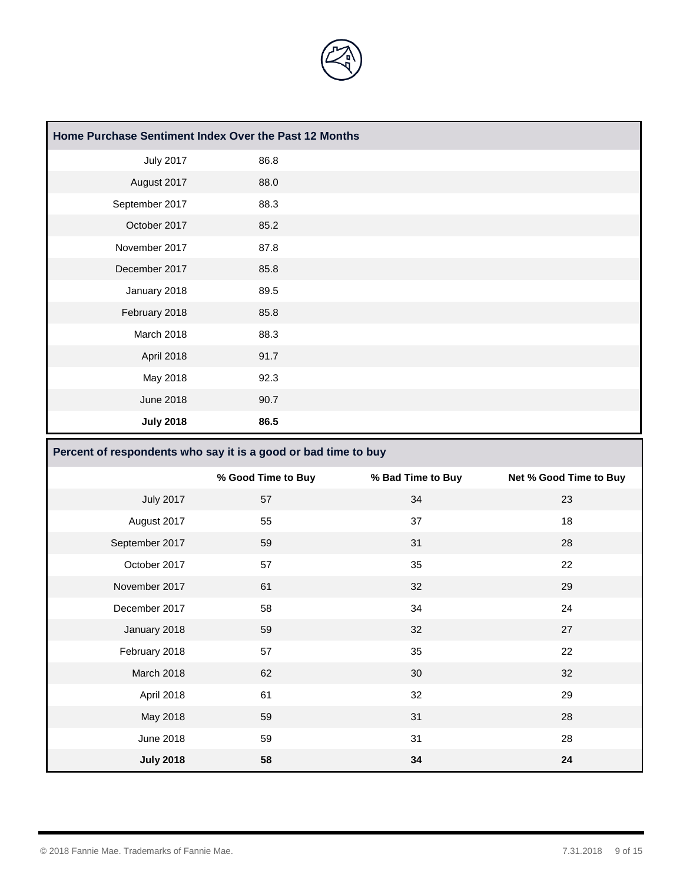| Home Purchase Sentiment Index Over the Past 12 Months | |
|---|---|
| July 2017 | 86.8 |
| August 2017 | 88.0 |
| September 2017 | 88.3 |
| October 2017 | 85.2 |
| November 2017 | 87.8 |
| December 2017 | 85.8 |
| January 2018 | 89.5 |
| February 2018 | 85.8 |
| March 2018 | 88.3 |
| April 2018 | 91.7 |
| May 2018 | 92.3 |
| June 2018 | 90.7 |
| **July 2018** | **86.5** |

**Percent of respondents who say it is a good or bad time to buy**

| | % Good Time to Buy | % Bad Time to Buy | Net % Good Time to Buy |
|---|---|---|---|
| July 2017 | 57 | 34 | 23 |
| August 2017 | 55 | 37 | 18 |
| September 2017 | 59 | 31 | 28 |
| October 2017 | 57 | 35 | 22 |
| November 2017 | 61 | 32 | 29 |
| December 2017 | 58 | 34 | 24 |
| January 2018 | 59 | 32 | 27 |
| February 2018 | 57 | 35 | 22 |
| March 2018 | 62 | 30 | 32 |
| April 2018 | 61 | 32 | 29 |
| May 2018 | 59 | 31 | 28 |
| June 2018 | 59 | 31 | 28 |
| **July 2018** | **58** | **34** | **24** |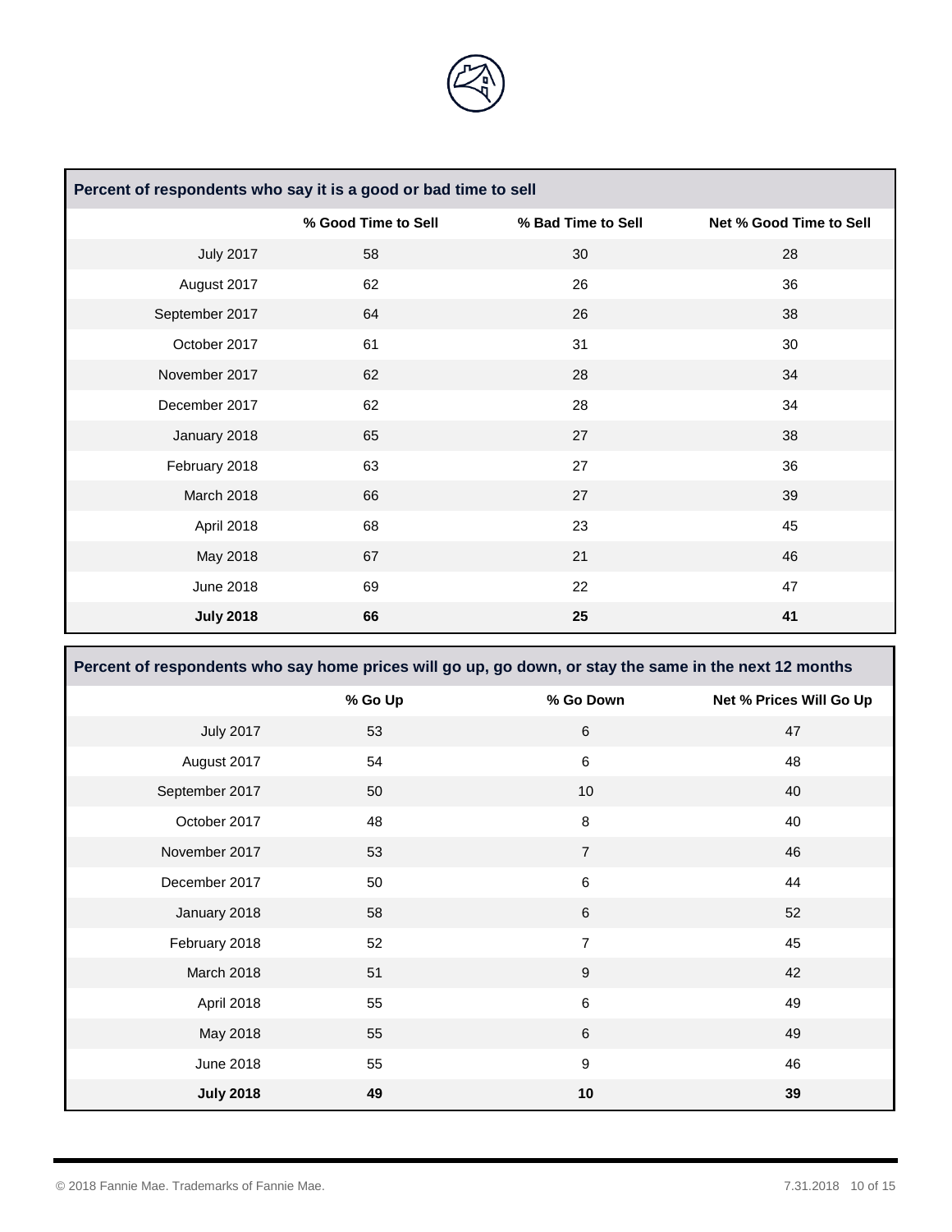| Percent of respondents who say it is a good or bad time to sell | | | |
|---|---|---|---|
| | % Good Time to Sell | % Bad Time to Sell | Net % Good Time to Sell |
| July 2017 | 58 | 30 | 28 |
| August 2017 | 62 | 26 | 36 |
| September 2017 | 64 | 26 | 38 |
| October 2017 | 61 | 31 | 30 |
| November 2017 | 62 | 28 | 34 |
| December 2017 | 62 | 28 | 34 |
| January 2018 | 65 | 27 | 38 |
| February 2018 | 63 | 27 | 36 |
| March 2018 | 66 | 27 | 39 |
| April 2018 | 68 | 23 | 45 |
| May 2018 | 67 | 21 | 46 |
| June 2018 | 69 | 22 | 47 |
| **July 2018** | **66** | **25** | **41** |

| Percent of respondents who say home prices will go up, go down, or stay the same in the next 12 months | | | |
|---|---|---|---|
| | % Go Up | % Go Down | Net % Prices Will Go Up |
| July 2017 | 53 | 6 | 47 |
| August 2017 | 54 | 6 | 48 |
| September 2017 | 50 | 10 | 40 |
| October 2017 | 48 | 8 | 40 |
| November 2017 | 53 | 7 | 46 |
| December 2017 | 50 | 6 | 44 |
| January 2018 | 58 | 6 | 52 |
| February 2018 | 52 | 7 | 45 |
| March 2018 | 51 | 9 | 42 |
| April 2018 | 55 | 6 | 49 |
| May 2018 | 55 | 6 | 49 |
| June 2018 | 55 | 9 | 46 |
| **July 2018** | **49** | **10** | **39** |

© 2018 Fannie Mae. Trademarks of Fannie Mae.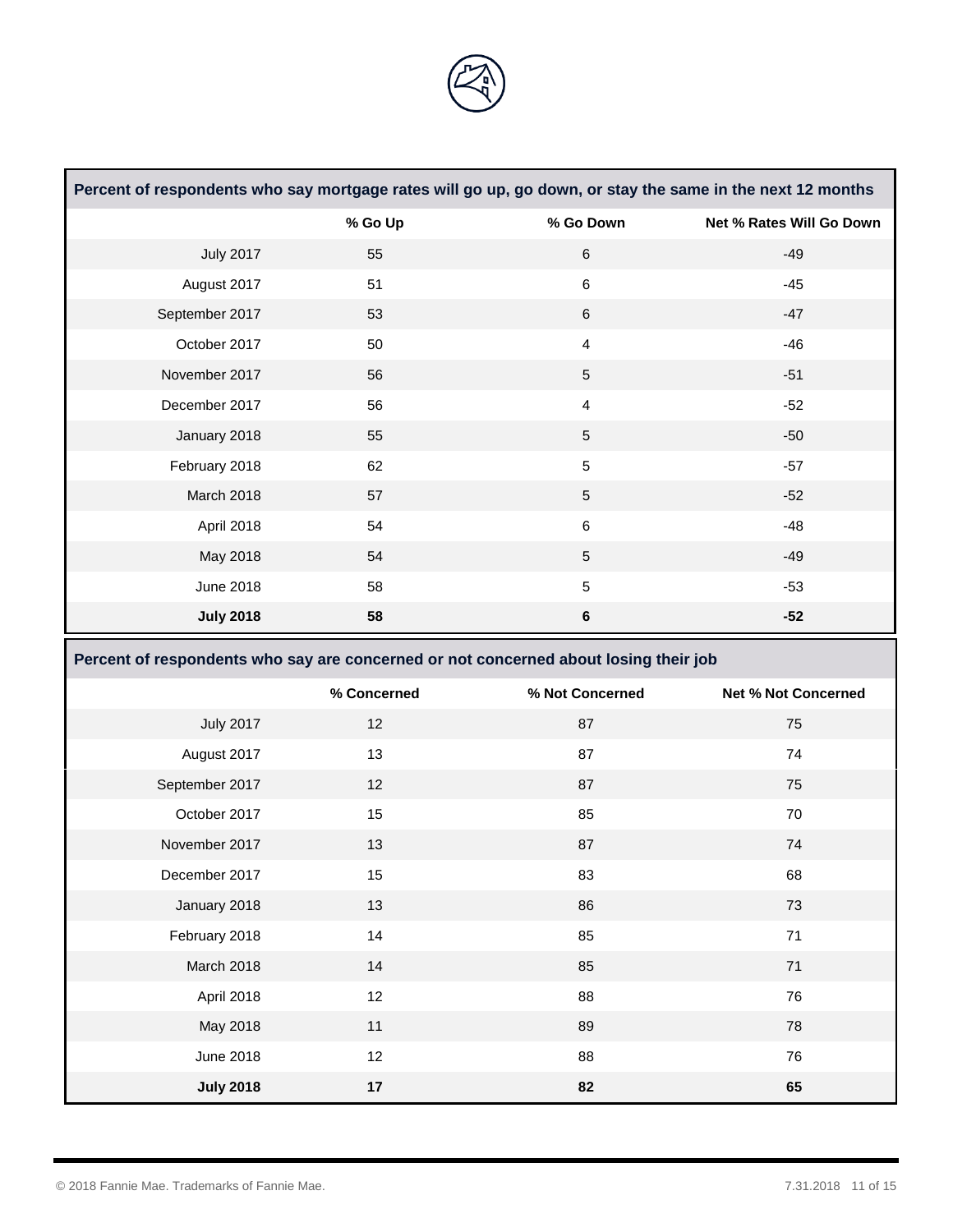**Percent of respondents who say mortgage rates will go up, go down, or stay the same in the next 12 months**

| | % Go Up | % Go Down | Net % Rates Will Go Down |
|---|---|---|---|
| July 2017 | 55 | 6 | -49 |
| August 2017 | 51 | 6 | -45 |
| September 2017 | 53 | 6 | -47 |
| October 2017 | 50 | 4 | -46 |
| November 2017 | 56 | 5 | -51 |
| December 2017 | 56 | 4 | -52 |
| January 2018 | 55 | 5 | -50 |
| February 2018 | 62 | 5 | -57 |
| March 2018 | 57 | 5 | -52 |
| April 2018 | 54 | 6 | -48 |
| May 2018 | 54 | 5 | -49 |
| June 2018 | 58 | 5 | -53 |
| **July 2018** | **58** | **6** | **-52** |

**Percent of respondents who say are concerned or not concerned about losing their job**

| | % Concerned | % Not Concerned | Net % Not Concerned |
|---|---|---|---|
| July 2017 | 12 | 87 | 75 |
| August 2017 | 13 | 87 | 74 |
| September 2017 | 12 | 87 | 75 |
| October 2017 | 15 | 85 | 70 |
| November 2017 | 13 | 87 | 74 |
| December 2017 | 15 | 83 | 68 |
| January 2018 | 13 | 86 | 73 |
| February 2018 | 14 | 85 | 71 |
| March 2018 | 14 | 85 | 71 |
| April 2018 | 12 | 88 | 76 |
| May 2018 | 11 | 89 | 78 |
| June 2018 | 12 | 88 | 76 |
| **July 2018** | **17** | **82** | **65** |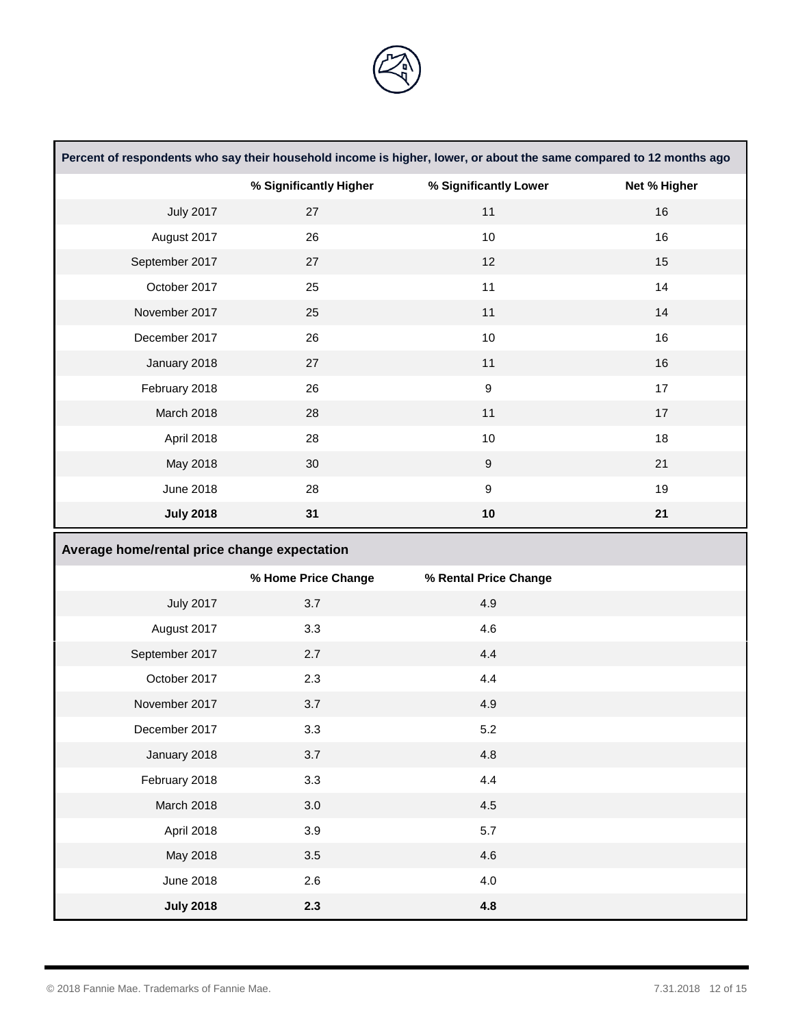| Percent of respondents who say their household income is higher, lower, or about the same compared to 12 months ago | | | |
|---|---|---|---|
| | % Significantly Higher | % Significantly Lower | Net % Higher |
| July 2017 | 27 | 11 | 16 |
| August 2017 | 26 | 10 | 16 |
| September 2017 | 27 | 12 | 15 |
| October 2017 | 25 | 11 | 14 |
| November 2017 | 25 | 11 | 14 |
| December 2017 | 26 | 10 | 16 |
| January 2018 | 27 | 11 | 16 |
| February 2018 | 26 | 9 | 17 |
| March 2018 | 28 | 11 | 17 |
| April 2018 | 28 | 10 | 18 |
| May 2018 | 30 | 9 | 21 |
| June 2018 | 28 | 9 | 19 |
| **July 2018** | **31** | **10** | **21** |

| Average home/rental price change expectation | | |
|---|---|---|
| | % Home Price Change | % Rental Price Change |
| July 2017 | 3.7 | 4.9 |
| August 2017 | 3.3 | 4.6 |
| September 2017 | 2.7 | 4.4 |
| October 2017 | 2.3 | 4.4 |
| November 2017 | 3.7 | 4.9 |
| December 2017 | 3.3 | 5.2 |
| January 2018 | 3.7 | 4.8 |
| February 2018 | 3.3 | 4.4 |
| March 2018 | 3.0 | 4.5 |
| April 2018 | 3.9 | 5.7 |
| May 2018 | 3.5 | 4.6 |
| June 2018 | 2.6 | 4.0 |
| **July 2018** | **2.3** | **4.8** |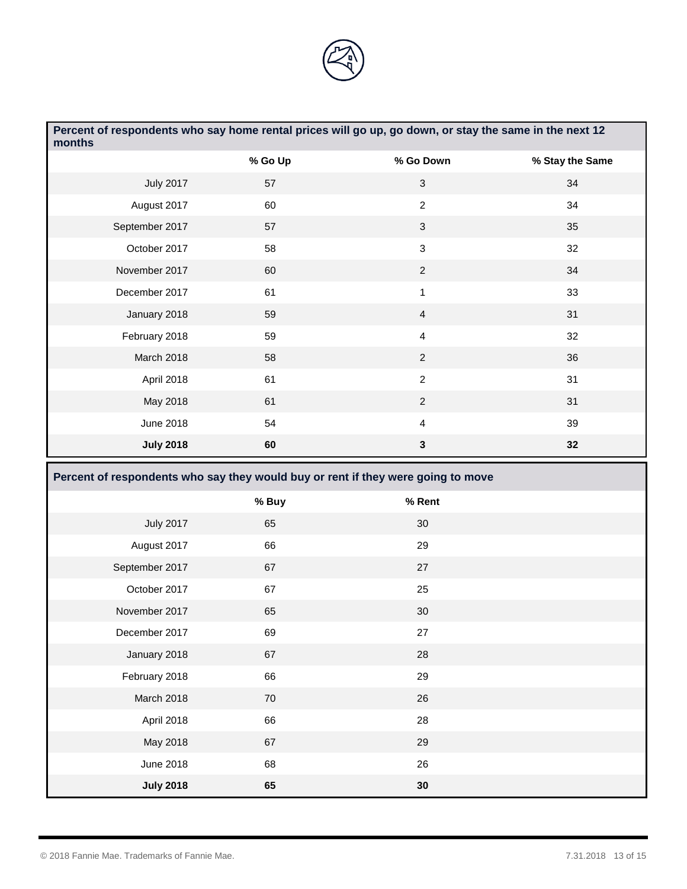**Percent of respondents who say home rental prices will go up, go down, or stay the same in the next 12 months**

| | % Go Up | % Go Down | % Stay the Same |
|---|---|---|---|
| July 2017 | 57 | 3 | 34 |
| August 2017 | 60 | 2 | 34 |
| September 2017 | 57 | 3 | 35 |
| October 2017 | 58 | 3 | 32 |
| November 2017 | 60 | 2 | 34 |
| December 2017 | 61 | 1 | 33 |
| January 2018 | 59 | 4 | 31 |
| February 2018 | 59 | 4 | 32 |
| March 2018 | 58 | 2 | 36 |
| April 2018 | 61 | 2 | 31 |
| May 2018 | 61 | 2 | 31 |
| June 2018 | 54 | 4 | 39 |
| **July 2018** | **60** | **3** | **32** |

**Percent of respondents who say they would buy or rent if they were going to move**

| | % Buy | % Rent |
|---|---|---|
| July 2017 | 65 | 30 |
| August 2017 | 66 | 29 |
| September 2017 | 67 | 27 |
| October 2017 | 67 | 25 |
| November 2017 | 65 | 30 |
| December 2017 | 69 | 27 |
| January 2018 | 67 | 28 |
| February 2018 | 66 | 29 |
| March 2018 | 70 | 26 |
| April 2018 | 66 | 28 |
| May 2018 | 67 | 29 |
| June 2018 | 68 | 26 |
| **July 2018** | **65** | **30** |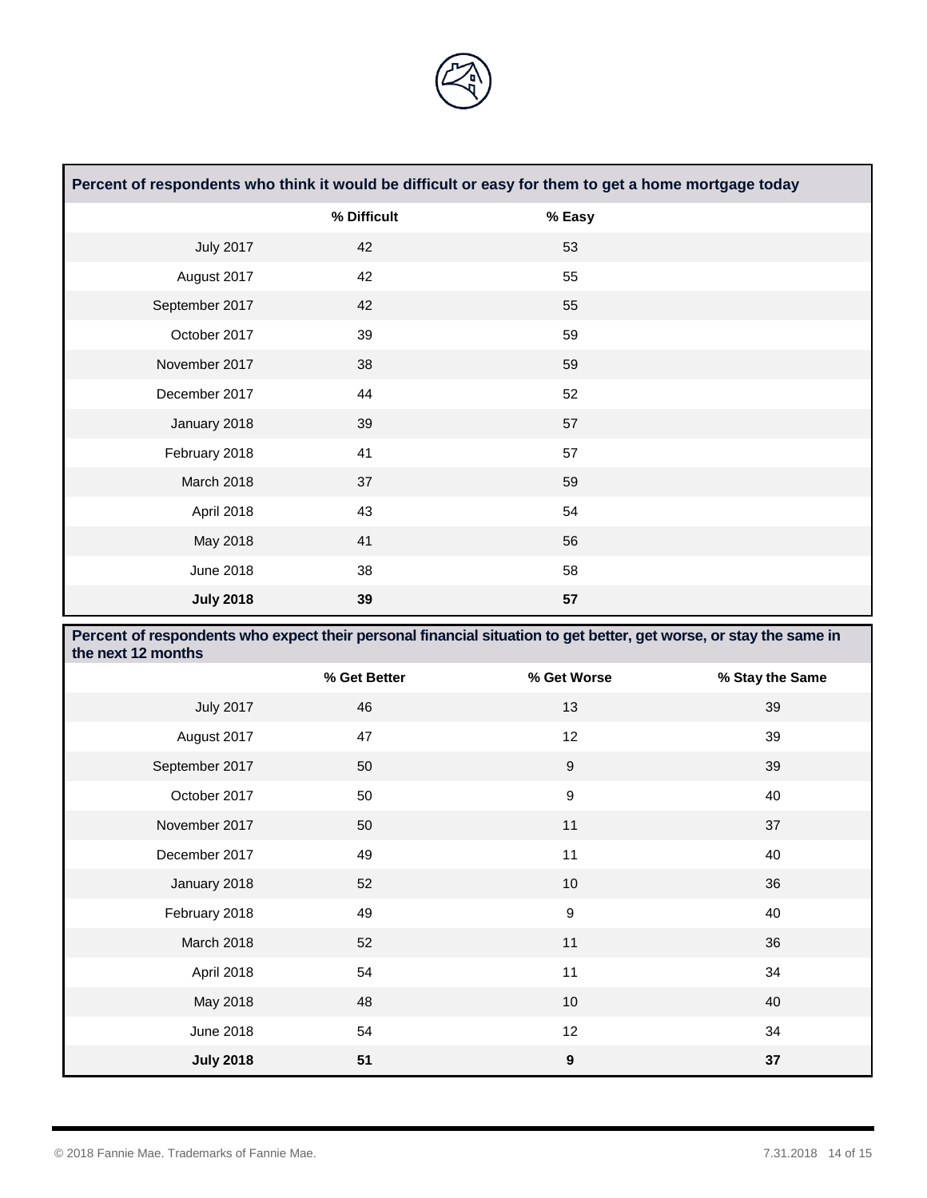| Percent of respondents who think it would be difficult or easy for them to get a home mortgage today | | |
|---|---|---|
| | % Difficult | % Easy |
| July 2017 | 42 | 53 |
| August 2017 | 42 | 55 |
| September 2017 | 42 | 55 |
| October 2017 | 39 | 59 |
| November 2017 | 38 | 59 |
| December 2017 | 44 | 52 |
| January 2018 | 39 | 57 |
| February 2018 | 41 | 57 |
| March 2018 | 37 | 59 |
| April 2018 | 43 | 54 |
| May 2018 | 41 | 56 |
| June 2018 | 38 | 58 |
| **July 2018** | **39** | **57** |

| Percent of respondents who expect their personal financial situation to get better, get worse, or stay the same in the next 12 months | | | |
|---|---|---|---|
| | % Get Better | % Get Worse | % Stay the Same |
| July 2017 | 46 | 13 | 39 |
| August 2017 | 47 | 12 | 39 |
| September 2017 | 50 | 9 | 39 |
| October 2017 | 50 | 9 | 40 |
| November 2017 | 50 | 11 | 37 |
| December 2017 | 49 | 11 | 40 |
| January 2018 | 52 | 10 | 36 |
| February 2018 | 49 | 9 | 40 |
| March 2018 | 52 | 11 | 36 |
| April 2018 | 54 | 11 | 34 |
| May 2018 | 48 | 10 | 40 |
| June 2018 | 54 | 12 | 34 |
| **July 2018** | **51** | **9** | **37** |

© 2018 Fannie Mae. Trademarks of Fannie Mae.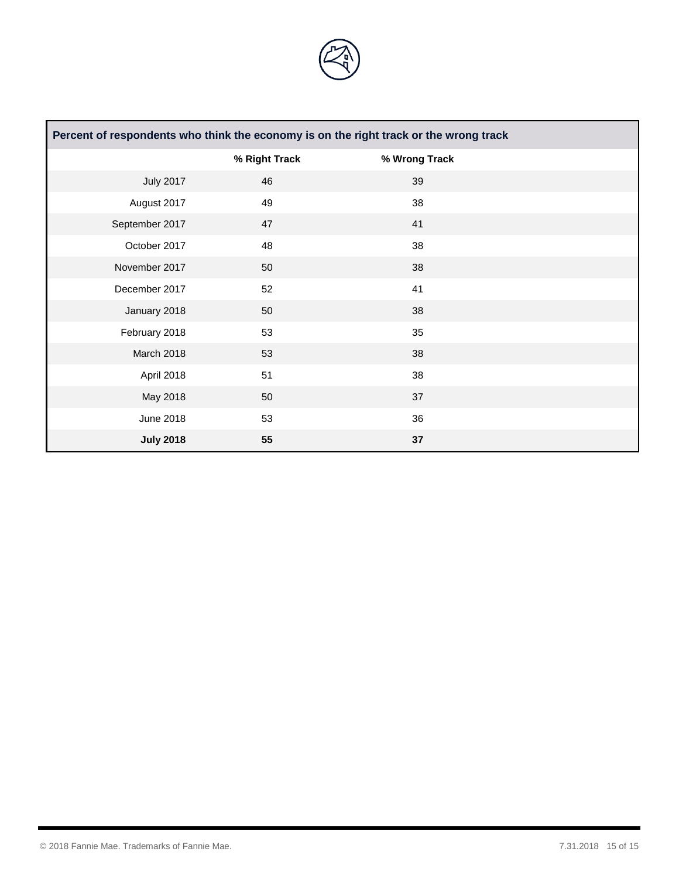| Percent of respondents who think the economy is on the right track or the wrong track | | |
|---|---|---|
| | % Right Track | % Wrong Track |
| July 2017 | 46 | 39 |
| August 2017 | 49 | 38 |
| September 2017 | 47 | 41 |
| October 2017 | 48 | 38 |
| November 2017 | 50 | 38 |
| December 2017 | 52 | 41 |
| January 2018 | 50 | 38 |
| February 2018 | 53 | 35 |
| March 2018 | 53 | 38 |
| April 2018 | 51 | 38 |
| May 2018 | 50 | 37 |
| June 2018 | 53 | 36 |
| **July 2018** | **55** | **37** |

© 2018 Fannie Mae. Trademarks of Fannie Mae.